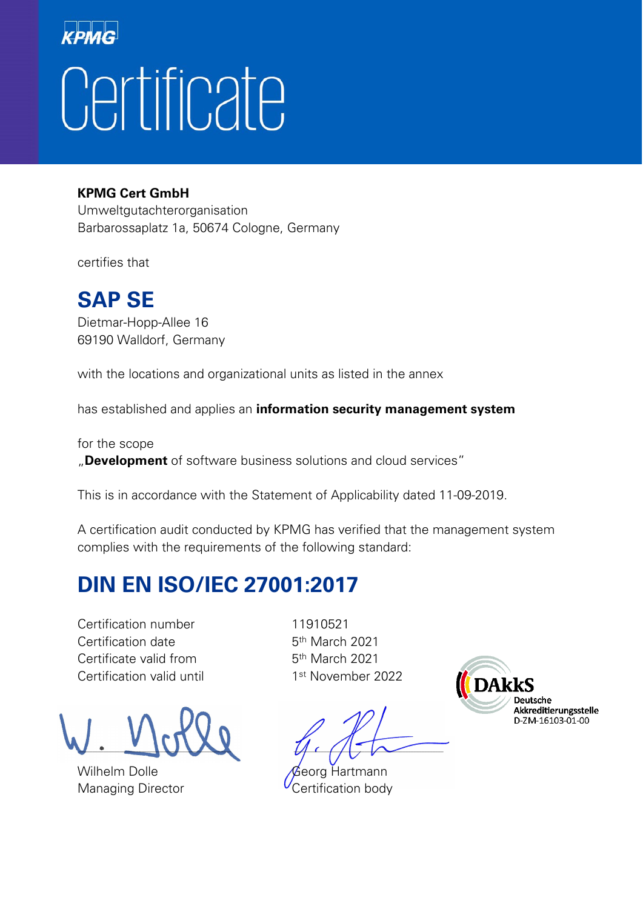KPMG

# Certificate

**KPMG Cert GmbH**
Umweltgutachterorganisation
Barbarossaplatz 1a, 50674 Cologne, Germany

certifies that

## SAP SE

Dietmar-Hopp-Allee 16
69190 Walldorf, Germany

with the locations and organizational units as listed in the annex

has established and applies an **information security management system**

for the scope
„**Development** of software business solutions and cloud services"

This is in accordance with the Statement of Applicability dated 11-09-2019.

A certification audit conducted by KPMG has verified that the management system complies with the requirements of the following standard:

## DIN EN ISO/IEC 27001:2017

| | |
|---|---|
| Certification number | 11910521 |
| Certification date | 5th March 2021 |
| Certificate valid from | 5th March 2021 |
| Certification valid until | 1st November 2022 |

DAkkS
Deutsche Akkreditierungsstelle
D-ZM-16103-01-00

Wilhelm Dolle
Managing Director

Georg Hartmann
Certification body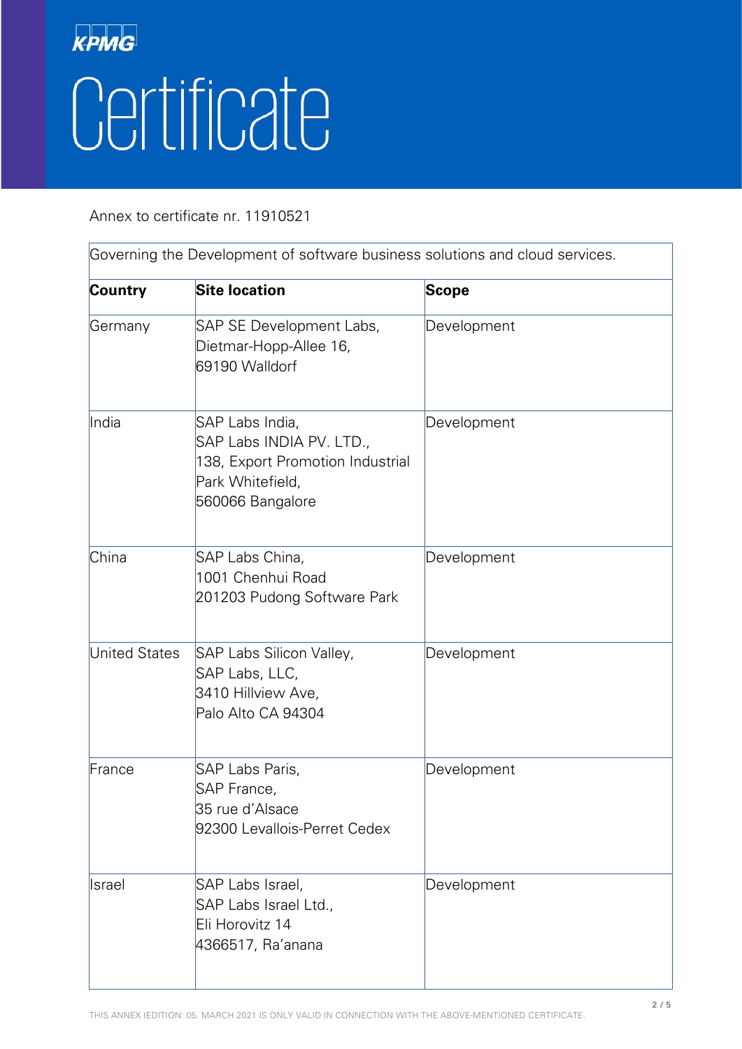KPMG

# Certificate

Annex to certificate nr. 11910521

| Governing the Development of software business solutions and cloud services. | | |
|---|---|---|
| **Country** | **Site location** | **Scope** |
| Germany | SAP SE Development Labs,<br>Dietmar-Hopp-Allee 16,<br>69190 Walldorf | Development |
| India | SAP Labs India,<br>SAP Labs INDIA PV. LTD.,<br>138, Export Promotion Industrial Park Whitefield,<br>560066 Bangalore | Development |
| China | SAP Labs China,<br>1001 Chenhui Road<br>201203 Pudong Software Park | Development |
| United States | SAP Labs Silicon Valley,<br>SAP Labs, LLC,<br>3410 Hillview Ave,<br>Palo Alto CA 94304 | Development |
| France | SAP Labs Paris,<br>SAP France,<br>35 rue d'Alsace<br>92300 Levallois-Perret Cedex | Development |
| Israel | SAP Labs Israel,<br>SAP Labs Israel Ltd.,<br>Eli Horovitz 14<br>4366517, Ra'anana | Development |

THIS ANNEX (EDITION: 05. MARCH 2021 IS ONLY VALID IN CONNECTION WITH THE ABOVE-MENTIONED CERTIFICATE.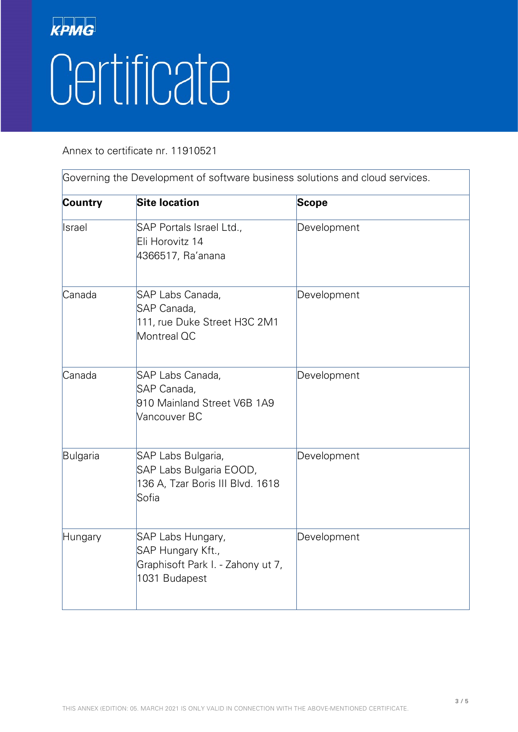KPMG

# Certificate

Annex to certificate nr. 11910521

| Governing the Development of software business solutions and cloud services. | | |
|---|---|---|
| **Country** | **Site location** | **Scope** |
| Israel | SAP Portals Israel Ltd.,<br>Eli Horovitz 14<br>4366517, Ra'anana | Development |
| Canada | SAP Labs Canada,<br>SAP Canada,<br>111, rue Duke Street H3C 2M1<br>Montreal QC | Development |
| Canada | SAP Labs Canada,<br>SAP Canada,<br>910 Mainland Street V6B 1A9<br>Vancouver BC | Development |
| Bulgaria | SAP Labs Bulgaria,<br>SAP Labs Bulgaria EOOD,<br>136 A, Tzar Boris III Blvd. 1618<br>Sofia | Development |
| Hungary | SAP Labs Hungary,<br>SAP Hungary Kft.,<br>Graphisoft Park I. - Zahony ut 7,<br>1031 Budapest | Development |

THIS ANNEX (EDITION: 05. MARCH 2021 IS ONLY VALID IN CONNECTION WITH THE ABOVE-MENTIONED CERTIFICATE.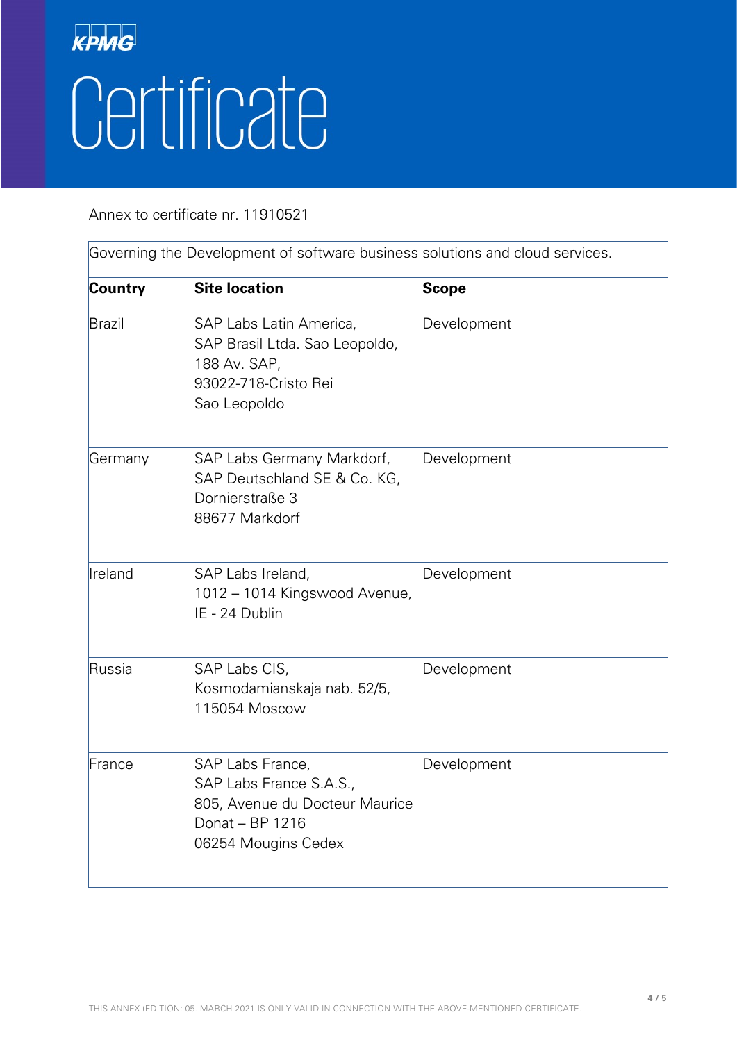KPMG

# Certificate

Annex to certificate nr. 11910521

| Governing the Development of software business solutions and cloud services. | | |
|---|---|---|
| **Country** | **Site location** | **Scope** |
| Brazil | SAP Labs Latin America,<br>SAP Brasil Ltda. Sao Leopoldo,<br>188 Av. SAP,<br>93022-718-Cristo Rei<br>Sao Leopoldo | Development |
| Germany | SAP Labs Germany Markdorf,<br>SAP Deutschland SE & Co. KG,<br>Dornierstraße 3<br>88677 Markdorf | Development |
| Ireland | SAP Labs Ireland,<br>1012 – 1014 Kingswood Avenue,<br>IE - 24 Dublin | Development |
| Russia | SAP Labs CIS,<br>Kosmodamianskaja nab. 52/5,<br>115054 Moscow | Development |
| France | SAP Labs France,<br>SAP Labs France S.A.S.,<br>805, Avenue du Docteur Maurice<br>Donat – BP 1216<br>06254 Mougins Cedex | Development |

THIS ANNEX (EDITION: 05. MARCH 2021 IS ONLY VALID IN CONNECTION WITH THE ABOVE-MENTIONED CERTIFICATE.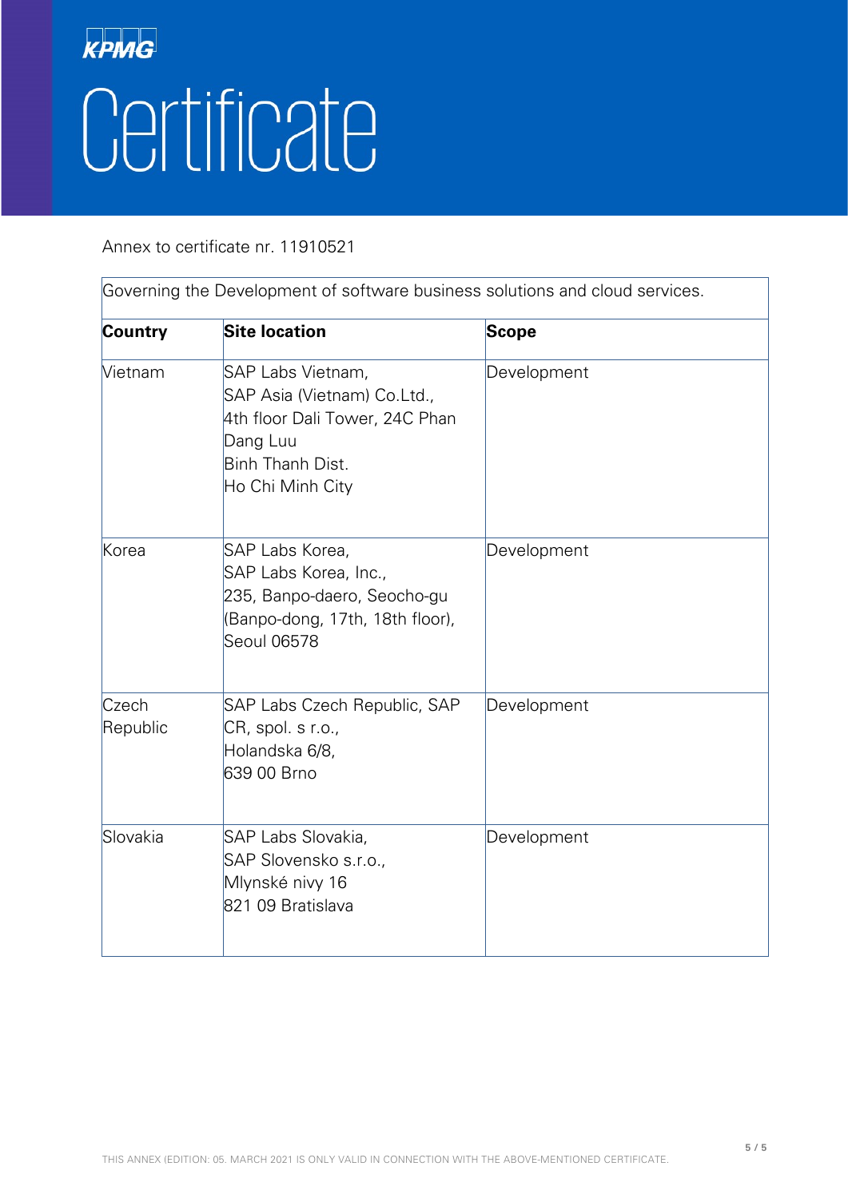KPMG

# Certificate

Annex to certificate nr. 11910521

| Governing the Development of software business solutions and cloud services. | | |
|---|---|---|
| **Country** | **Site location** | **Scope** |
| Vietnam | SAP Labs Vietnam,<br>SAP Asia (Vietnam) Co.Ltd.,<br>4th floor Dali Tower, 24C Phan Dang Luu<br>Binh Thanh Dist.<br>Ho Chi Minh City | Development |
| Korea | SAP Labs Korea,<br>SAP Labs Korea, Inc.,<br>235, Banpo-daero, Seocho-gu<br>(Banpo-dong, 17th, 18th floor),<br>Seoul 06578 | Development |
| Czech Republic | SAP Labs Czech Republic, SAP CR, spol. s r.o.,<br>Holandska 6/8,<br>639 00 Brno | Development |
| Slovakia | SAP Labs Slovakia,<br>SAP Slovensko s.r.o.,<br>Mlynské nivy 16<br>821 09 Bratislava | Development |

THIS ANNEX (EDITION: 05. MARCH 2021 IS ONLY VALID IN CONNECTION WITH THE ABOVE-MENTIONED CERTIFICATE.